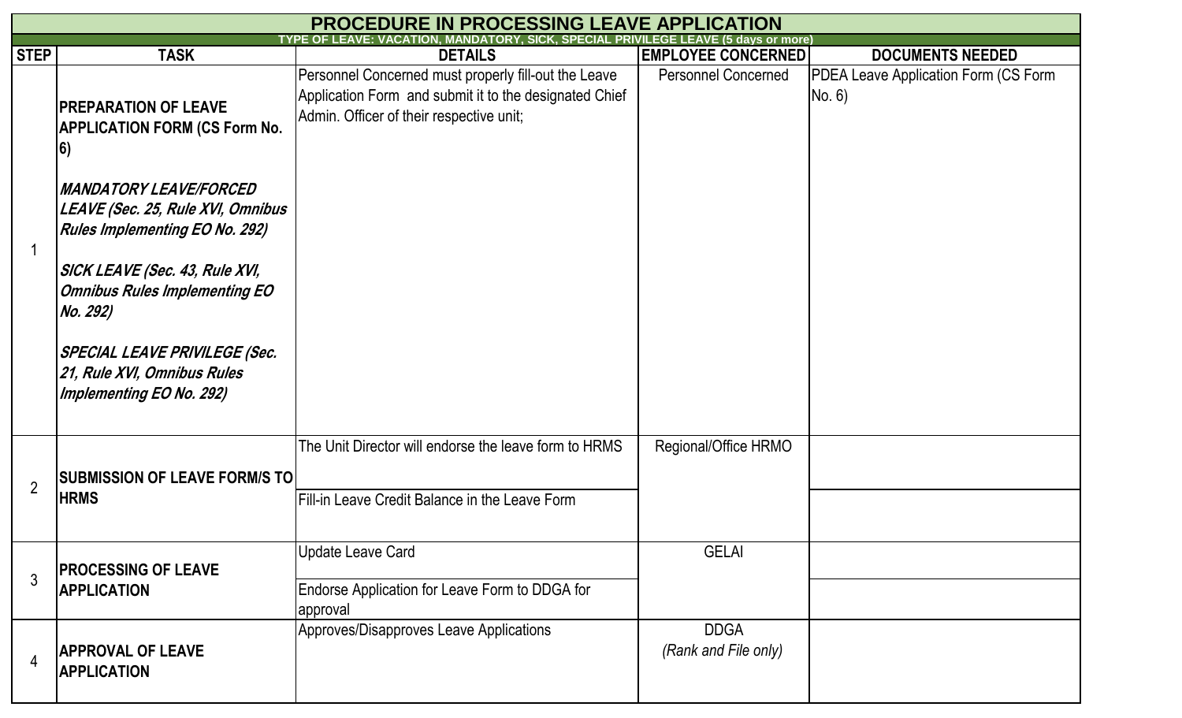# PROCEDURE IN PROCESSING LEAVE APPLICATION

**TYPE OF LEAVE: VACATION, MANDATORY, SICK, SPECIAL PRIVILEGE LEAVE (5 days or more)**

| STEP | TASK | DETAILS | EMPLOYEE CONCERNED | DOCUMENTS NEEDED |
|---|---|---|---|---|
| 1 | **PREPARATION OF LEAVE APPLICATION FORM (CS Form No. 6)**<br><br>***MANDATORY LEAVE/FORCED LEAVE (Sec. 25, Rule XVI, Omnibus Rules Implementing EO No. 292)***<br><br>***SICK LEAVE (Sec. 43, Rule XVI, Omnibus Rules Implementing EO No. 292)***<br><br>***SPECIAL LEAVE PRIVILEGE (Sec. 21, Rule XVI, Omnibus Rules Implementing EO No. 292)*** | Personnel Concerned must properly fill-out the Leave Application Form and submit it to the designated Chief Admin. Officer of their respective unit; | Personnel Concerned | PDEA Leave Application Form (CS Form No. 6) |
| 2 | **SUBMISSION OF LEAVE FORM/S TO HRMS** | The Unit Director will endorse the leave form to HRMS | Regional/Office HRMO | |
| | | Fill-in Leave Credit Balance in the Leave Form | | |
| 3 | **PROCESSING OF LEAVE APPLICATION** | Update Leave Card | GELAI | |
| | | Endorse Application for Leave Form to DDGA for approval | | |
| 4 | **APPROVAL OF LEAVE APPLICATION** | Approves/Disapproves Leave Applications | DDGA<br>*(Rank and File only)* | |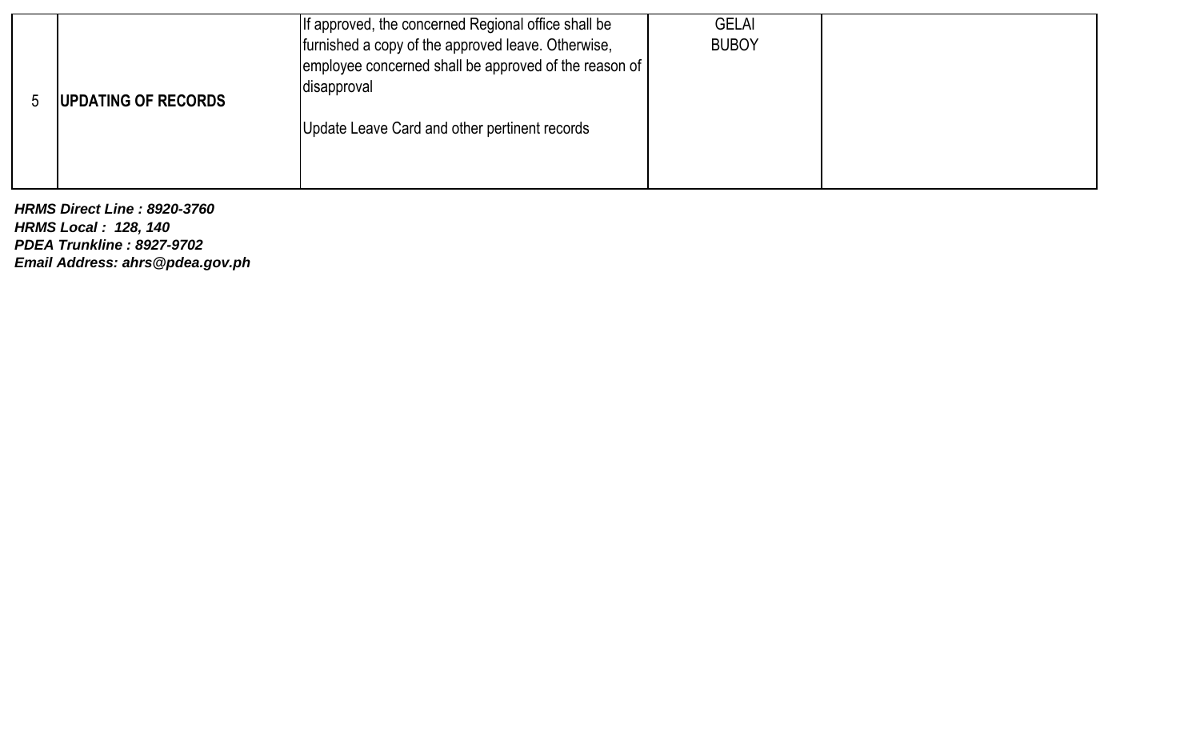| | | | | |
|---|---|---|---|---|
| 5 | **UPDATING OF RECORDS** | If approved, the concerned Regional office shall be furnished a copy of the approved leave. Otherwise, employee concerned shall be approved of the reason of disapproval<br><br>Update Leave Card and other pertinent records | GELAI<br>BUBOY | |

***HRMS Direct Line : 8920-3760***
***HRMS Local :  128, 140***
***PDEA Trunkline : 8927-9702***
***Email Address: ahrs@pdea.gov.ph***